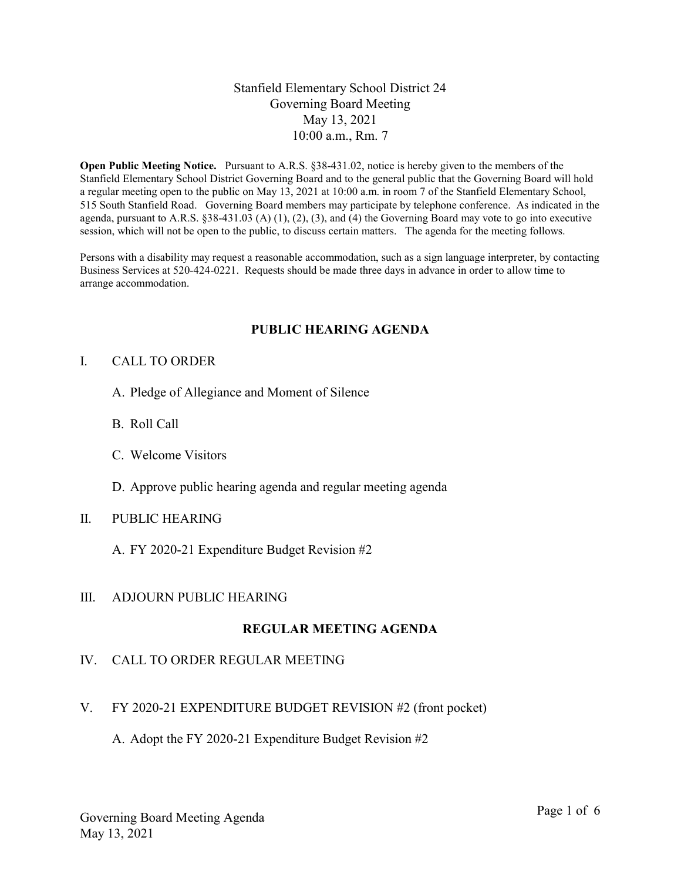# Stanfield Elementary School District 24
## Governing Board Meeting
May 13, 2021
10:00 a.m., Rm. 7

**Open Public Meeting Notice.** Pursuant to A.R.S. §38-431.02, notice is hereby given to the members of the Stanfield Elementary School District Governing Board and to the general public that the Governing Board will hold a regular meeting open to the public on May 13, 2021 at 10:00 a.m. in room 7 of the Stanfield Elementary School, 515 South Stanfield Road. Governing Board members may participate by telephone conference. As indicated in the agenda, pursuant to A.R.S. §38-431.03 (A) (1), (2), (3), and (4) the Governing Board may vote to go into executive session, which will not be open to the public, to discuss certain matters. The agenda for the meeting follows.

Persons with a disability may request a reasonable accommodation, such as a sign language interpreter, by contacting Business Services at 520-424-0221. Requests should be made three days in advance in order to allow time to arrange accommodation.

## PUBLIC HEARING AGENDA

I. CALL TO ORDER

   A. Pledge of Allegiance and Moment of Silence

   B. Roll Call

   C. Welcome Visitors

   D. Approve public hearing agenda and regular meeting agenda

II. PUBLIC HEARING

   A. FY 2020-21 Expenditure Budget Revision #2

III. ADJOURN PUBLIC HEARING

## REGULAR MEETING AGENDA

IV. CALL TO ORDER REGULAR MEETING

V. FY 2020-21 EXPENDITURE BUDGET REVISION #2 (front pocket)

   A. Adopt the FY 2020-21 Expenditure Budget Revision #2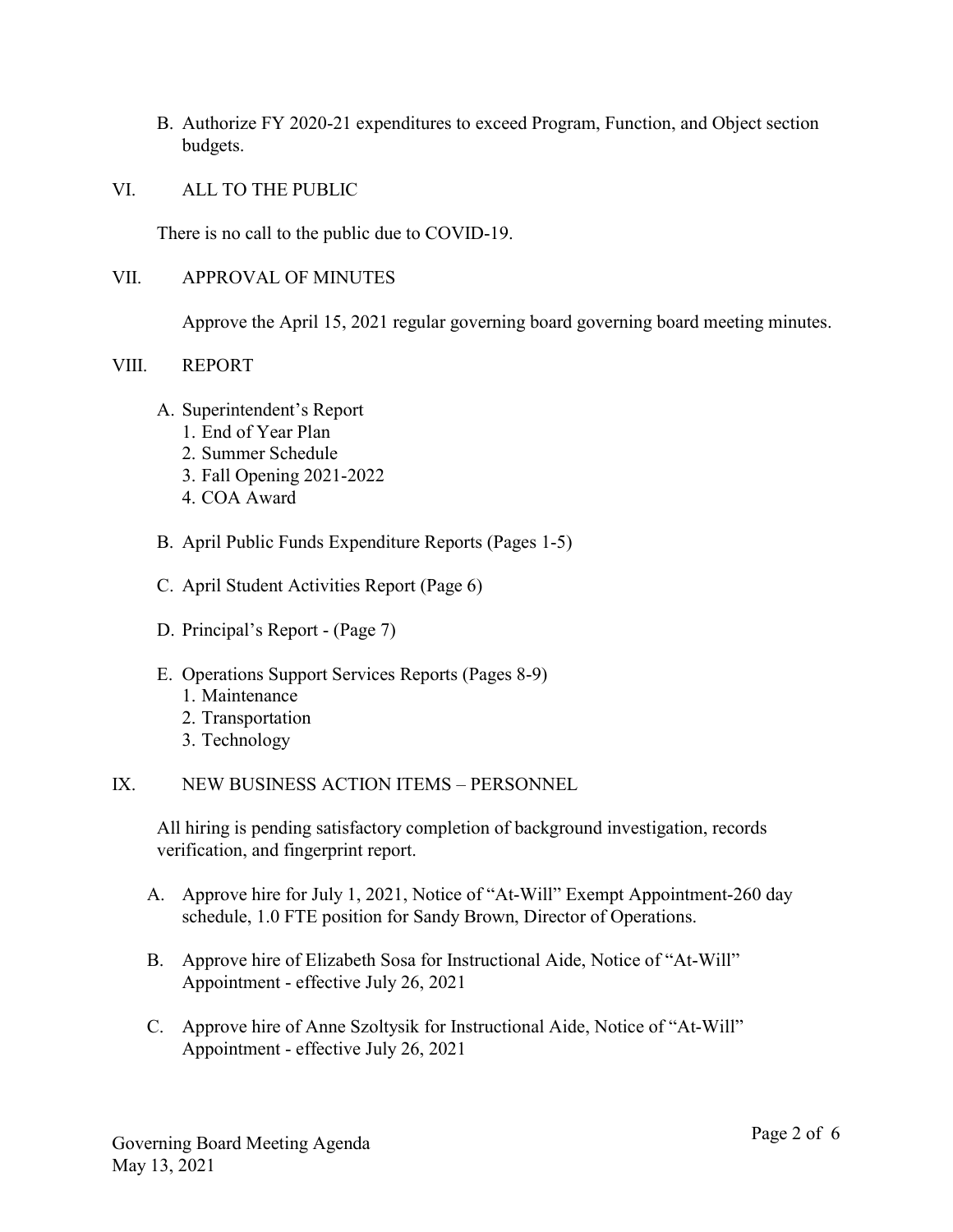B. Authorize FY 2020-21 expenditures to exceed Program, Function, and Object section budgets.

## VI. ALL TO THE PUBLIC

There is no call to the public due to COVID-19.

## VII. APPROVAL OF MINUTES

Approve the April 15, 2021 regular governing board governing board meeting minutes.

## VIII. REPORT

A. Superintendent's Report
   1. End of Year Plan
   2. Summer Schedule
   3. Fall Opening 2021-2022
   4. COA Award

B. April Public Funds Expenditure Reports (Pages 1-5)

C. April Student Activities Report (Page 6)

D. Principal's Report - (Page 7)

E. Operations Support Services Reports (Pages 8-9)
   1. Maintenance
   2. Transportation
   3. Technology

## IX. NEW BUSINESS ACTION ITEMS – PERSONNEL

All hiring is pending satisfactory completion of background investigation, records verification, and fingerprint report.

A. Approve hire for July 1, 2021, Notice of "At-Will" Exempt Appointment-260 day schedule, 1.0 FTE position for Sandy Brown, Director of Operations.

B. Approve hire of Elizabeth Sosa for Instructional Aide, Notice of "At-Will" Appointment - effective July 26, 2021

C. Approve hire of Anne Szoltysik for Instructional Aide, Notice of "At-Will" Appointment - effective July 26, 2021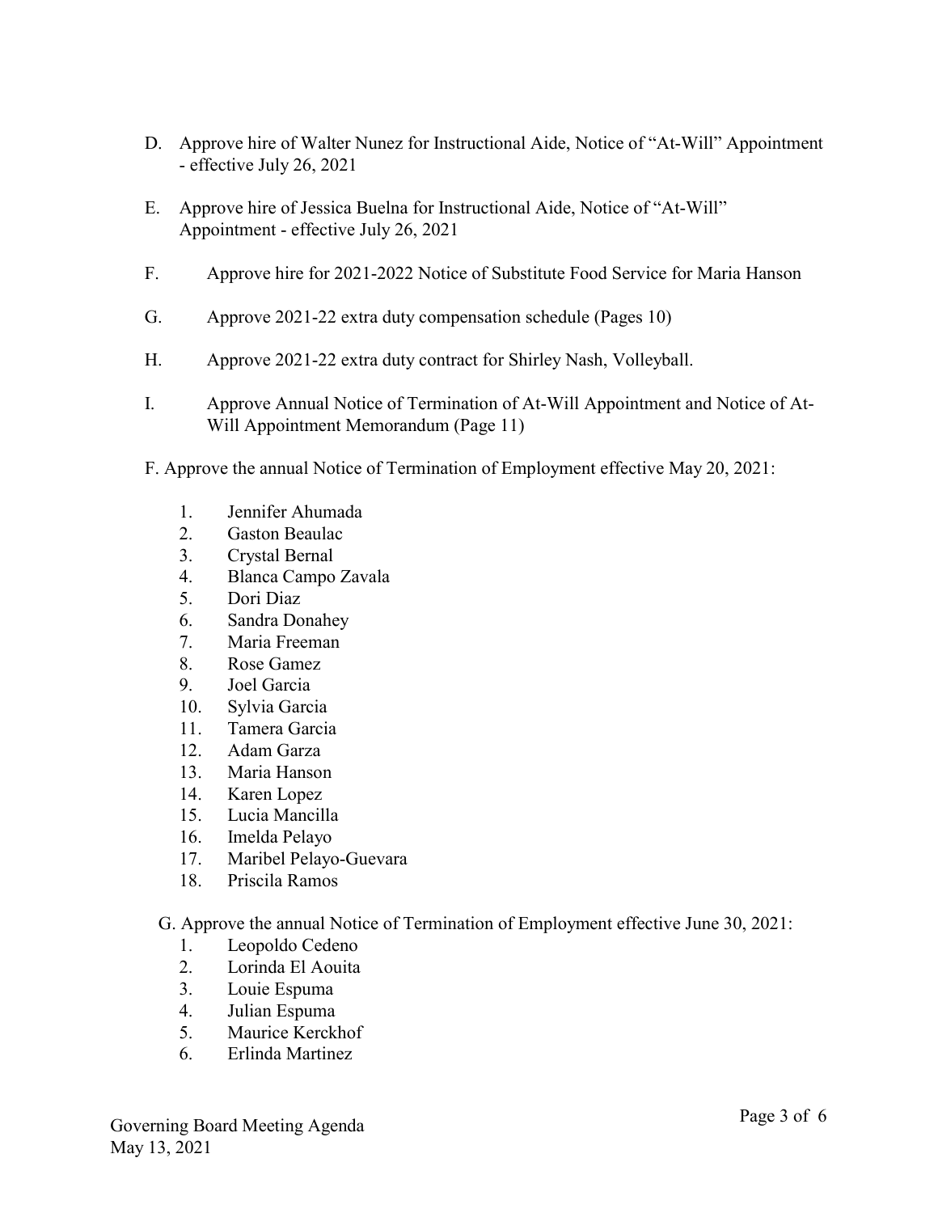D. Approve hire of Walter Nunez for Instructional Aide, Notice of "At-Will" Appointment - effective July 26, 2021

E. Approve hire of Jessica Buelna for Instructional Aide, Notice of "At-Will" Appointment - effective July 26, 2021

F. Approve hire for 2021-2022 Notice of Substitute Food Service for Maria Hanson

G. Approve 2021-22 extra duty compensation schedule (Pages 10)

H. Approve 2021-22 extra duty contract for Shirley Nash, Volleyball.

I. Approve Annual Notice of Termination of At-Will Appointment and Notice of At-Will Appointment Memorandum (Page 11)

F. Approve the annual Notice of Termination of Employment effective May 20, 2021:

1. Jennifer Ahumada
2. Gaston Beaulac
3. Crystal Bernal
4. Blanca Campo Zavala
5. Dori Diaz
6. Sandra Donahey
7. Maria Freeman
8. Rose Gamez
9. Joel Garcia
10. Sylvia Garcia
11. Tamera Garcia
12. Adam Garza
13. Maria Hanson
14. Karen Lopez
15. Lucia Mancilla
16. Imelda Pelayo
17. Maribel Pelayo-Guevara
18. Priscila Ramos

G. Approve the annual Notice of Termination of Employment effective June 30, 2021:

1. Leopoldo Cedeno
2. Lorinda El Aouita
3. Louie Espuma
4. Julian Espuma
5. Maurice Kerckhof
6. Erlinda Martinez

Governing Board Meeting Agenda
May 13, 2021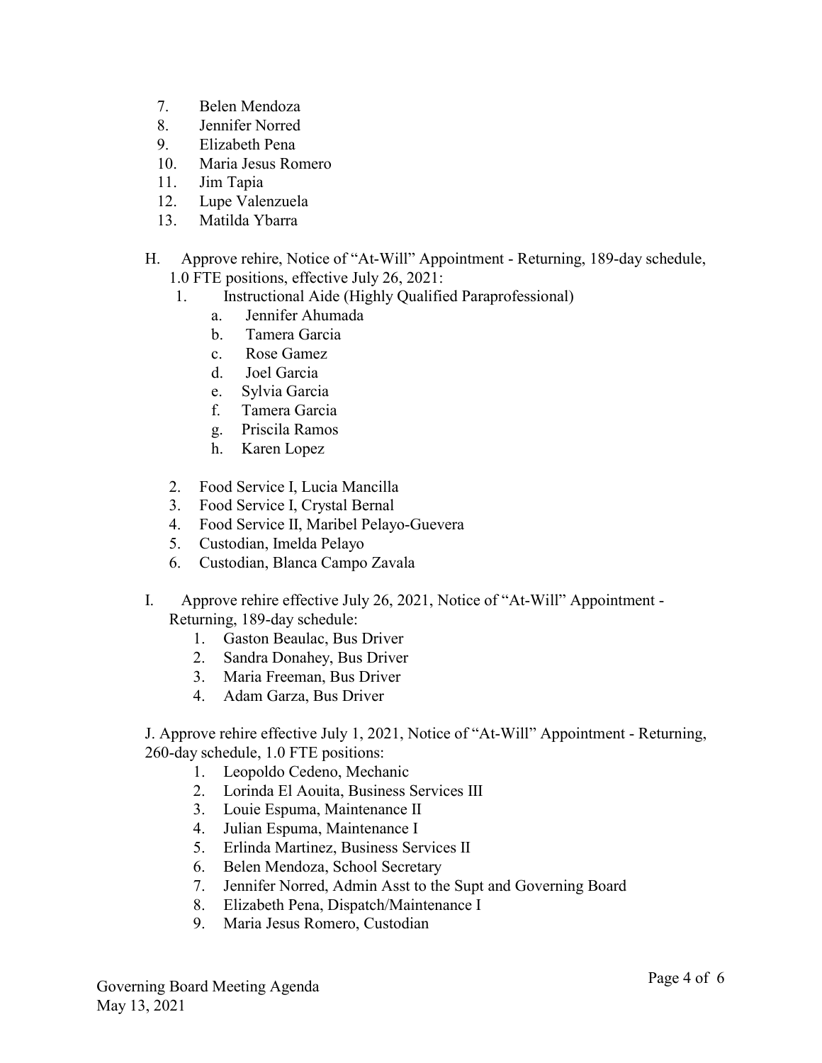7. Belen Mendoza
8. Jennifer Norred
9. Elizabeth Pena
10. Maria Jesus Romero
11. Jim Tapia
12. Lupe Valenzuela
13. Matilda Ybarra

H. Approve rehire, Notice of "At-Will" Appointment - Returning, 189-day schedule, 1.0 FTE positions, effective July 26, 2021:

1. Instructional Aide (Highly Qualified Paraprofessional)
    a. Jennifer Ahumada
    b. Tamera Garcia
    c. Rose Gamez
    d. Joel Garcia
    e. Sylvia Garcia
    f. Tamera Garcia
    g. Priscila Ramos
    h. Karen Lopez
2. Food Service I, Lucia Mancilla
3. Food Service I, Crystal Bernal
4. Food Service II, Maribel Pelayo-Guevera
5. Custodian, Imelda Pelayo
6. Custodian, Blanca Campo Zavala

I. Approve rehire effective July 26, 2021, Notice of "At-Will" Appointment - Returning, 189-day schedule:

1. Gaston Beaulac, Bus Driver
2. Sandra Donahey, Bus Driver
3. Maria Freeman, Bus Driver
4. Adam Garza, Bus Driver

J. Approve rehire effective July 1, 2021, Notice of "At-Will" Appointment - Returning, 260-day schedule, 1.0 FTE positions:

1. Leopoldo Cedeno, Mechanic
2. Lorinda El Aouita, Business Services III
3. Louie Espuma, Maintenance II
4. Julian Espuma, Maintenance I
5. Erlinda Martinez, Business Services II
6. Belen Mendoza, School Secretary
7. Jennifer Norred, Admin Asst to the Supt and Governing Board
8. Elizabeth Pena, Dispatch/Maintenance I
9. Maria Jesus Romero, Custodian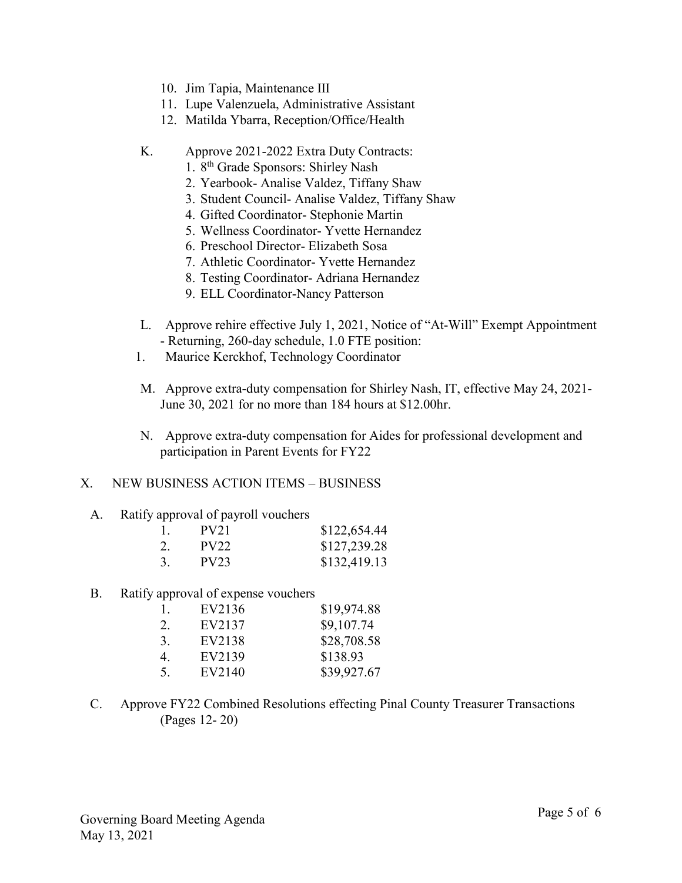10. Jim Tapia, Maintenance III
11. Lupe Valenzuela, Administrative Assistant
12. Matilda Ybarra, Reception/Office/Health

K. Approve 2021-2022 Extra Duty Contracts:
   1. 8th Grade Sponsors: Shirley Nash
   2. Yearbook- Analise Valdez, Tiffany Shaw
   3. Student Council- Analise Valdez, Tiffany Shaw
   4. Gifted Coordinator- Stephonie Martin
   5. Wellness Coordinator- Yvette Hernandez
   6. Preschool Director- Elizabeth Sosa
   7. Athletic Coordinator- Yvette Hernandez
   8. Testing Coordinator- Adriana Hernandez
   9. ELL Coordinator-Nancy Patterson

L. Approve rehire effective July 1, 2021, Notice of "At-Will" Exempt Appointment - Returning, 260-day schedule, 1.0 FTE position:
   1. Maurice Kerckhof, Technology Coordinator

M. Approve extra-duty compensation for Shirley Nash, IT, effective May 24, 2021- June 30, 2021 for no more than 184 hours at $12.00hr.

N. Approve extra-duty compensation for Aides for professional development and participation in Parent Events for FY22

## X. NEW BUSINESS ACTION ITEMS – BUSINESS

A. Ratify approval of payroll vouchers

| | | |
|---|---|---|
| 1. | PV21 | $122,654.44 |
| 2. | PV22 | $127,239.28 |
| 3. | PV23 | $132,419.13 |

B. Ratify approval of expense vouchers

| | | |
|---|---|---|
| 1. | EV2136 | $19,974.88 |
| 2. | EV2137 | $9,107.74 |
| 3. | EV2138 | $28,708.58 |
| 4. | EV2139 | $138.93 |
| 5. | EV2140 | $39,927.67 |

C. Approve FY22 Combined Resolutions effecting Pinal County Treasurer Transactions (Pages 12- 20)

Governing Board Meeting Agenda
May 13, 2021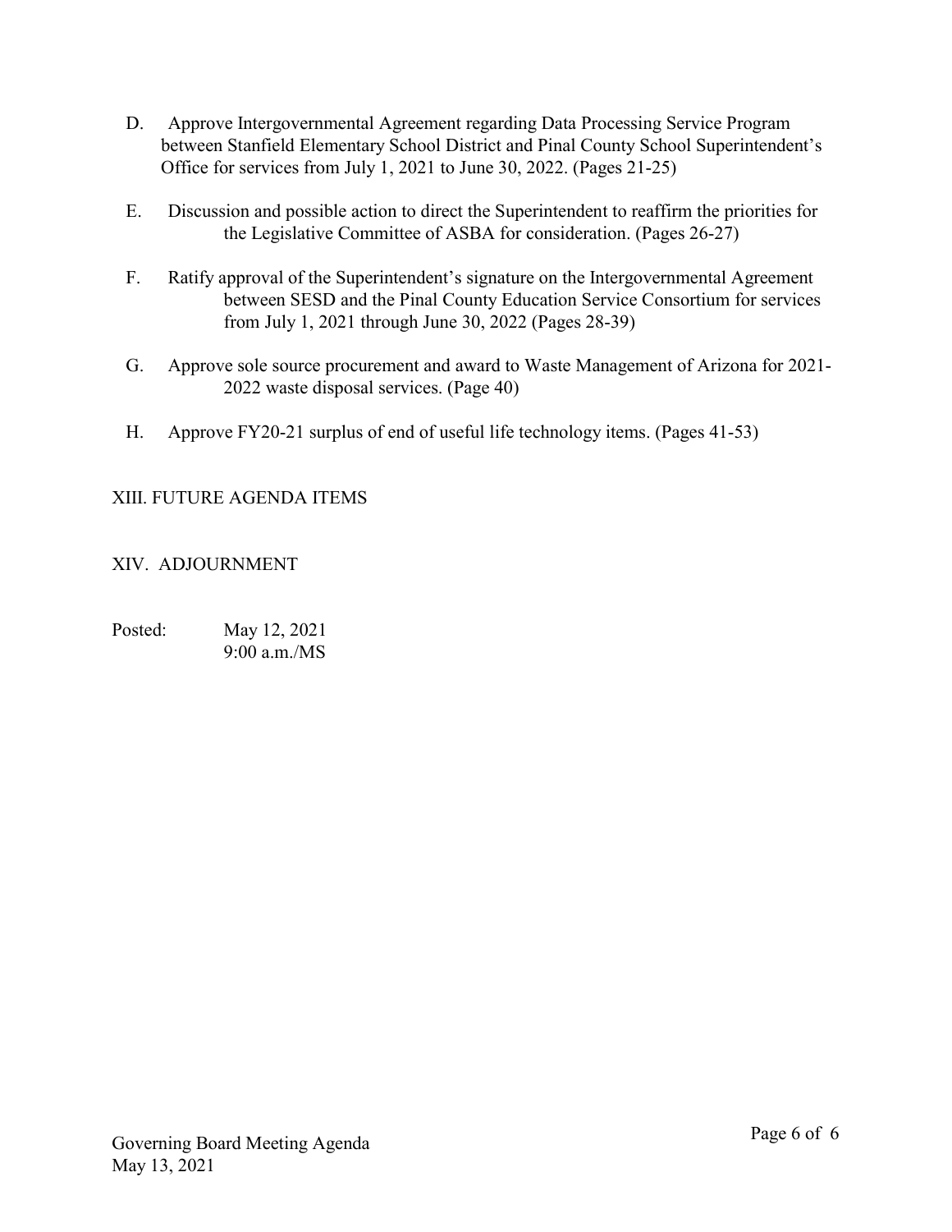D. Approve Intergovernmental Agreement regarding Data Processing Service Program between Stanfield Elementary School District and Pinal County School Superintendent's Office for services from July 1, 2021 to June 30, 2022. (Pages 21-25)

E. Discussion and possible action to direct the Superintendent to reaffirm the priorities for the Legislative Committee of ASBA for consideration. (Pages 26-27)

F. Ratify approval of the Superintendent's signature on the Intergovernmental Agreement between SESD and the Pinal County Education Service Consortium for services from July 1, 2021 through June 30, 2022 (Pages 28-39)

G. Approve sole source procurement and award to Waste Management of Arizona for 2021-2022 waste disposal services. (Page 40)

H. Approve FY20-21 surplus of end of useful life technology items. (Pages 41-53)

XIII. FUTURE AGENDA ITEMS

XIV. ADJOURNMENT

Posted: May 12, 2021
9:00 a.m./MS